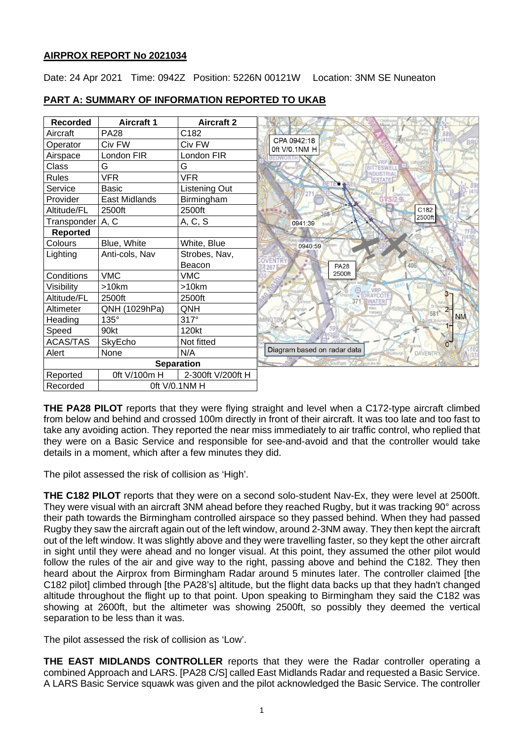## AIRPROX REPORT No 2021034

Date: 24 Apr 2021 Time: 0942Z Position: 5226N 00121W Location: 3NM SE Nuneaton

## PART A: SUMMARY OF INFORMATION REPORTED TO UKAB

| Recorded | Aircraft 1 | Aircraft 2 |
|---|---|---|
| Aircraft | PA28 | C182 |
| Operator | Civ FW | Civ FW |
| Airspace | London FIR | London FIR |
| Class | G | G |
| Rules | VFR | VFR |
| Service | Basic | Listening Out |
| Provider | East Midlands | Birmingham |
| Altitude/FL | 2500ft | 2500ft |
| Transponder | A, C | A, C, S |
| **Reported** | | |
| Colours | Blue, White | White, Blue |
| Lighting | Anti-cols, Nav | Strobes, Nav, Beacon |
| Conditions | VMC | VMC |
| Visibility | >10km | >10km |
| Altitude/FL | 2500ft | 2500ft |
| Altimeter | QNH (1029hPa) | QNH |
| Heading | 135° | 317° |
| Speed | 90kt | 120kt |
| ACAS/TAS | SkyEcho | Not fitted |
| Alert | None | N/A |
| **Separation** | | |
| Reported | 0ft V/100m H | 2-300ft V/200ft H |
| Recorded | 0ft V/0.1NM H | |

CPA 0942:18 0ft V/0.1NM H

Diagram based on radar data

**THE PA28 PILOT** reports that they were flying straight and level when a C172-type aircraft climbed from below and behind and crossed 100m directly in front of their aircraft. It was too late and too fast to take any avoiding action. They reported the near miss immediately to air traffic control, who replied that they were on a Basic Service and responsible for see-and-avoid and that the controller would take details in a moment, which after a few minutes they did.

The pilot assessed the risk of collision as 'High'.

**THE C182 PILOT** reports that they were on a second solo-student Nav-Ex, they were level at 2500ft. They were visual with an aircraft 3NM ahead before they reached Rugby, but it was tracking 90° across their path towards the Birmingham controlled airspace so they passed behind. When they had passed Rugby they saw the aircraft again out of the left window, around 2-3NM away. They then kept the aircraft out of the left window. It was slightly above and they were travelling faster, so they kept the other aircraft in sight until they were ahead and no longer visual. At this point, they assumed the other pilot would follow the rules of the air and give way to the right, passing above and behind the C182. They then heard about the Airprox from Birmingham Radar around 5 minutes later. The controller claimed [the C182 pilot] climbed through [the PA28's] altitude, but the flight data backs up that they hadn't changed altitude throughout the flight up to that point. Upon speaking to Birmingham they said the C182 was showing at 2600ft, but the altimeter was showing 2500ft, so possibly they deemed the vertical separation to be less than it was.

The pilot assessed the risk of collision as 'Low'.

**THE EAST MIDLANDS CONTROLLER** reports that they were the Radar controller operating a combined Approach and LARS. [PA28 C/S] called East Midlands Radar and requested a Basic Service. A LARS Basic Service squawk was given and the pilot acknowledged the Basic Service. The controller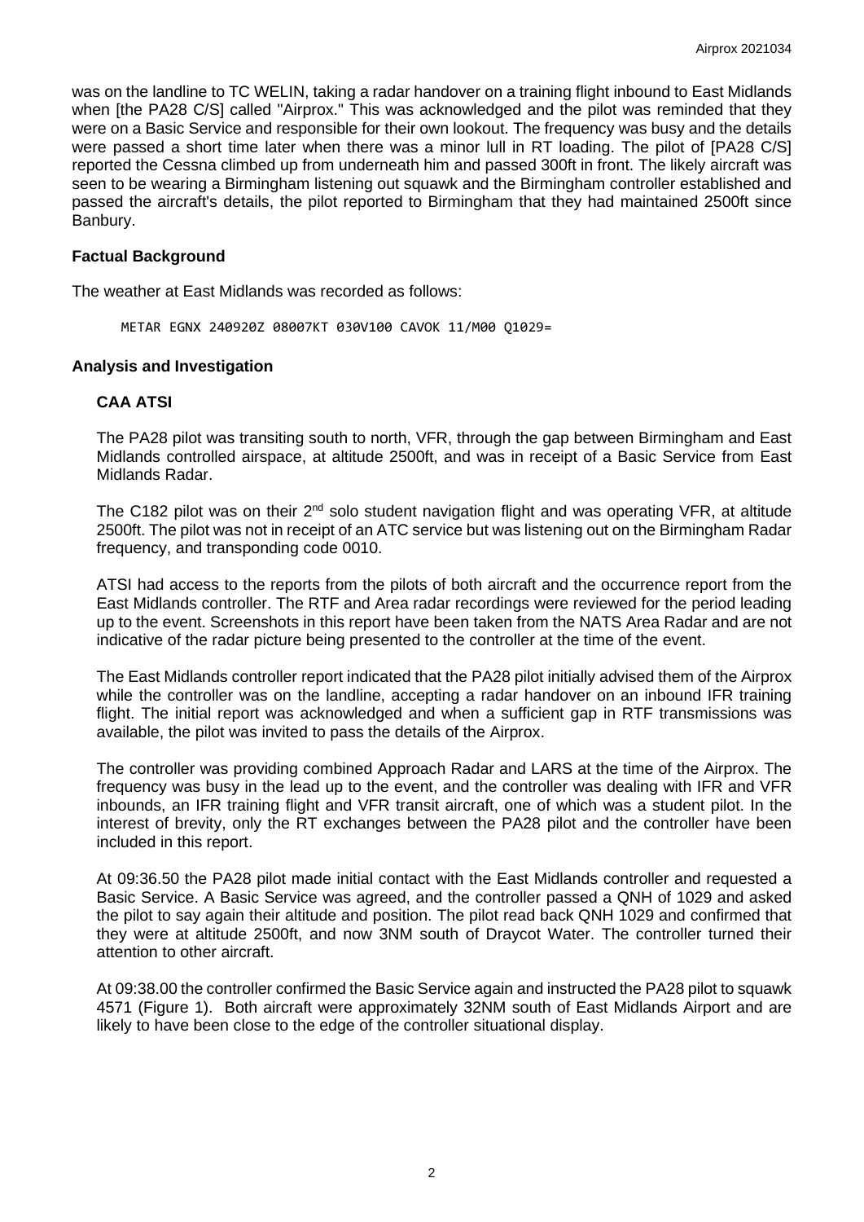was on the landline to TC WELIN, taking a radar handover on a training flight inbound to East Midlands when [the PA28 C/S] called "Airprox." This was acknowledged and the pilot was reminded that they were on a Basic Service and responsible for their own lookout. The frequency was busy and the details were passed a short time later when there was a minor lull in RT loading. The pilot of [PA28 C/S] reported the Cessna climbed up from underneath him and passed 300ft in front. The likely aircraft was seen to be wearing a Birmingham listening out squawk and the Birmingham controller established and passed the aircraft's details, the pilot reported to Birmingham that they had maintained 2500ft since Banbury.

## Factual Background

The weather at East Midlands was recorded as follows:

```
METAR EGNX 240920Z 08007KT 030V100 CAVOK 11/M00 Q1029=
```

## Analysis and Investigation

### CAA ATSI

The PA28 pilot was transiting south to north, VFR, through the gap between Birmingham and East Midlands controlled airspace, at altitude 2500ft, and was in receipt of a Basic Service from East Midlands Radar.

The C182 pilot was on their 2nd solo student navigation flight and was operating VFR, at altitude 2500ft. The pilot was not in receipt of an ATC service but was listening out on the Birmingham Radar frequency, and transponding code 0010.

ATSI had access to the reports from the pilots of both aircraft and the occurrence report from the East Midlands controller. The RTF and Area radar recordings were reviewed for the period leading up to the event. Screenshots in this report have been taken from the NATS Area Radar and are not indicative of the radar picture being presented to the controller at the time of the event.

The East Midlands controller report indicated that the PA28 pilot initially advised them of the Airprox while the controller was on the landline, accepting a radar handover on an inbound IFR training flight. The initial report was acknowledged and when a sufficient gap in RTF transmissions was available, the pilot was invited to pass the details of the Airprox.

The controller was providing combined Approach Radar and LARS at the time of the Airprox. The frequency was busy in the lead up to the event, and the controller was dealing with IFR and VFR inbounds, an IFR training flight and VFR transit aircraft, one of which was a student pilot. In the interest of brevity, only the RT exchanges between the PA28 pilot and the controller have been included in this report.

At 09:36.50 the PA28 pilot made initial contact with the East Midlands controller and requested a Basic Service. A Basic Service was agreed, and the controller passed a QNH of 1029 and asked the pilot to say again their altitude and position. The pilot read back QNH 1029 and confirmed that they were at altitude 2500ft, and now 3NM south of Draycot Water. The controller turned their attention to other aircraft.

At 09:38.00 the controller confirmed the Basic Service again and instructed the PA28 pilot to squawk 4571 (Figure 1). Both aircraft were approximately 32NM south of East Midlands Airport and are likely to have been close to the edge of the controller situational display.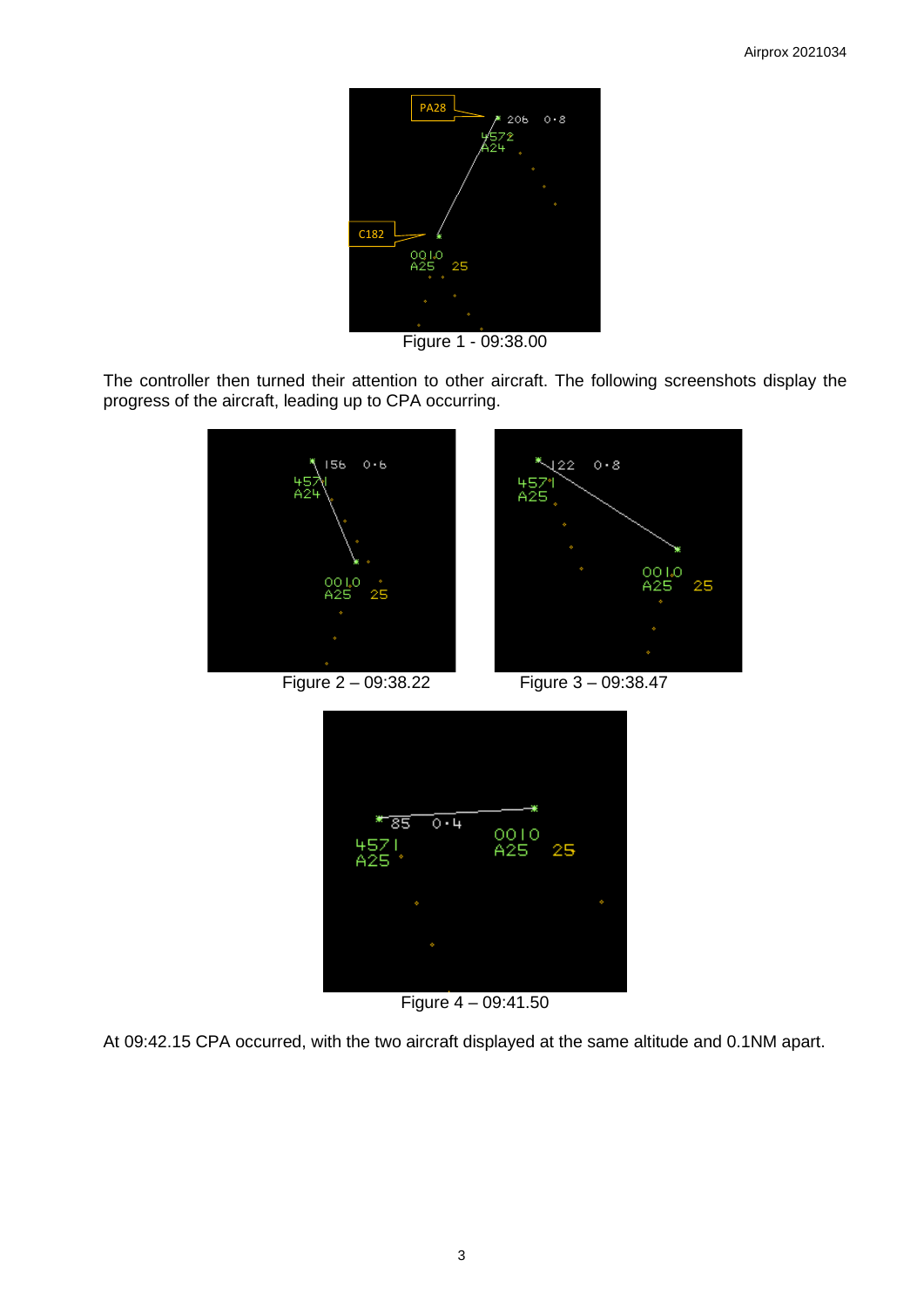Figure 1 - 09:38.00

The controller then turned their attention to other aircraft. The following screenshots display the progress of the aircraft, leading up to CPA occurring.

Figure 2 – 09:38.22

Figure 3 – 09:38.47

Figure 4 – 09:41.50

At 09:42.15 CPA occurred, with the two aircraft displayed at the same altitude and 0.1NM apart.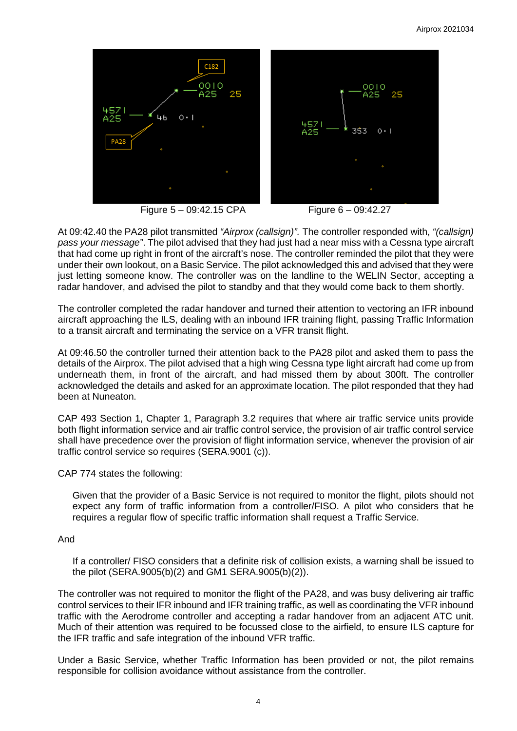Figure 5 – 09:42.15 CPA

Figure 6 – 09:42.27

At 09:42.40 the PA28 pilot transmitted *"Airprox (callsign)"*. The controller responded with, *"(callsign) pass your message"*. The pilot advised that they had just had a near miss with a Cessna type aircraft that had come up right in front of the aircraft's nose. The controller reminded the pilot that they were under their own lookout, on a Basic Service. The pilot acknowledged this and advised that they were just letting someone know. The controller was on the landline to the WELIN Sector, accepting a radar handover, and advised the pilot to standby and that they would come back to them shortly.

The controller completed the radar handover and turned their attention to vectoring an IFR inbound aircraft approaching the ILS, dealing with an inbound IFR training flight, passing Traffic Information to a transit aircraft and terminating the service on a VFR transit flight.

At 09:46.50 the controller turned their attention back to the PA28 pilot and asked them to pass the details of the Airprox. The pilot advised that a high wing Cessna type light aircraft had come up from underneath them, in front of the aircraft, and had missed them by about 300ft. The controller acknowledged the details and asked for an approximate location. The pilot responded that they had been at Nuneaton.

CAP 493 Section 1, Chapter 1, Paragraph 3.2 requires that where air traffic service units provide both flight information service and air traffic control service, the provision of air traffic control service shall have precedence over the provision of flight information service, whenever the provision of air traffic control service so requires (SERA.9001 (c)).

CAP 774 states the following:

> Given that the provider of a Basic Service is not required to monitor the flight, pilots should not expect any form of traffic information from a controller/FISO. A pilot who considers that he requires a regular flow of specific traffic information shall request a Traffic Service.

And

> If a controller/ FISO considers that a definite risk of collision exists, a warning shall be issued to the pilot (SERA.9005(b)(2) and GM1 SERA.9005(b)(2)).

The controller was not required to monitor the flight of the PA28, and was busy delivering air traffic control services to their IFR inbound and IFR training traffic, as well as coordinating the VFR inbound traffic with the Aerodrome controller and accepting a radar handover from an adjacent ATC unit. Much of their attention was required to be focussed close to the airfield, to ensure ILS capture for the IFR traffic and safe integration of the inbound VFR traffic.

Under a Basic Service, whether Traffic Information has been provided or not, the pilot remains responsible for collision avoidance without assistance from the controller.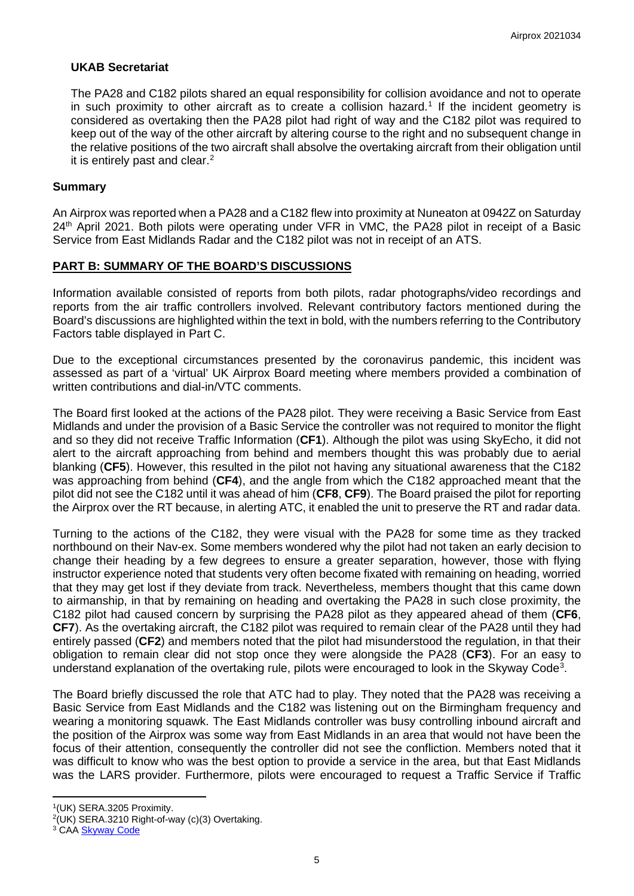## UKAB Secretariat

The PA28 and C182 pilots shared an equal responsibility for collision avoidance and not to operate in such proximity to other aircraft as to create a collision hazard.[1] If the incident geometry is considered as overtaking then the PA28 pilot had right of way and the C182 pilot was required to keep out of the way of the other aircraft by altering course to the right and no subsequent change in the relative positions of the two aircraft shall absolve the overtaking aircraft from their obligation until it is entirely past and clear.[2]

## Summary

An Airprox was reported when a PA28 and a C182 flew into proximity at Nuneaton at 0942Z on Saturday 24th April 2021. Both pilots were operating under VFR in VMC, the PA28 pilot in receipt of a Basic Service from East Midlands Radar and the C182 pilot was not in receipt of an ATS.

## PART B: SUMMARY OF THE BOARD'S DISCUSSIONS

Information available consisted of reports from both pilots, radar photographs/video recordings and reports from the air traffic controllers involved. Relevant contributory factors mentioned during the Board's discussions are highlighted within the text in bold, with the numbers referring to the Contributory Factors table displayed in Part C.

Due to the exceptional circumstances presented by the coronavirus pandemic, this incident was assessed as part of a 'virtual' UK Airprox Board meeting where members provided a combination of written contributions and dial-in/VTC comments.

The Board first looked at the actions of the PA28 pilot. They were receiving a Basic Service from East Midlands and under the provision of a Basic Service the controller was not required to monitor the flight and so they did not receive Traffic Information (**CF1**). Although the pilot was using SkyEcho, it did not alert to the aircraft approaching from behind and members thought this was probably due to aerial blanking (**CF5**). However, this resulted in the pilot not having any situational awareness that the C182 was approaching from behind (**CF4**), and the angle from which the C182 approached meant that the pilot did not see the C182 until it was ahead of him (**CF8**, **CF9**). The Board praised the pilot for reporting the Airprox over the RT because, in alerting ATC, it enabled the unit to preserve the RT and radar data.

Turning to the actions of the C182, they were visual with the PA28 for some time as they tracked northbound on their Nav-ex. Some members wondered why the pilot had not taken an early decision to change their heading by a few degrees to ensure a greater separation, however, those with flying instructor experience noted that students very often become fixated with remaining on heading, worried that they may get lost if they deviate from track. Nevertheless, members thought that this came down to airmanship, in that by remaining on heading and overtaking the PA28 in such close proximity, the C182 pilot had caused concern by surprising the PA28 pilot as they appeared ahead of them (**CF6**, **CF7**). As the overtaking aircraft, the C182 pilot was required to remain clear of the PA28 until they had entirely passed (**CF2**) and members noted that the pilot had misunderstood the regulation, in that their obligation to remain clear did not stop once they were alongside the PA28 (**CF3**). For an easy to understand explanation of the overtaking rule, pilots were encouraged to look in the Skyway Code[3].

The Board briefly discussed the role that ATC had to play. They noted that the PA28 was receiving a Basic Service from East Midlands and the C182 was listening out on the Birmingham frequency and wearing a monitoring squawk. The East Midlands controller was busy controlling inbound aircraft and the position of the Airprox was some way from East Midlands in an area that would not have been the focus of their attention, consequently the controller did not see the confliction. Members noted that it was difficult to know who was the best option to provide a service in the area, but that East Midlands was the LARS provider. Furthermore, pilots were encouraged to request a Traffic Service if Traffic

[1] (UK) SERA.3205 Proximity.

[2] (UK) SERA.3210 Right-of-way (c)(3) Overtaking.

[3] CAA Skyway Code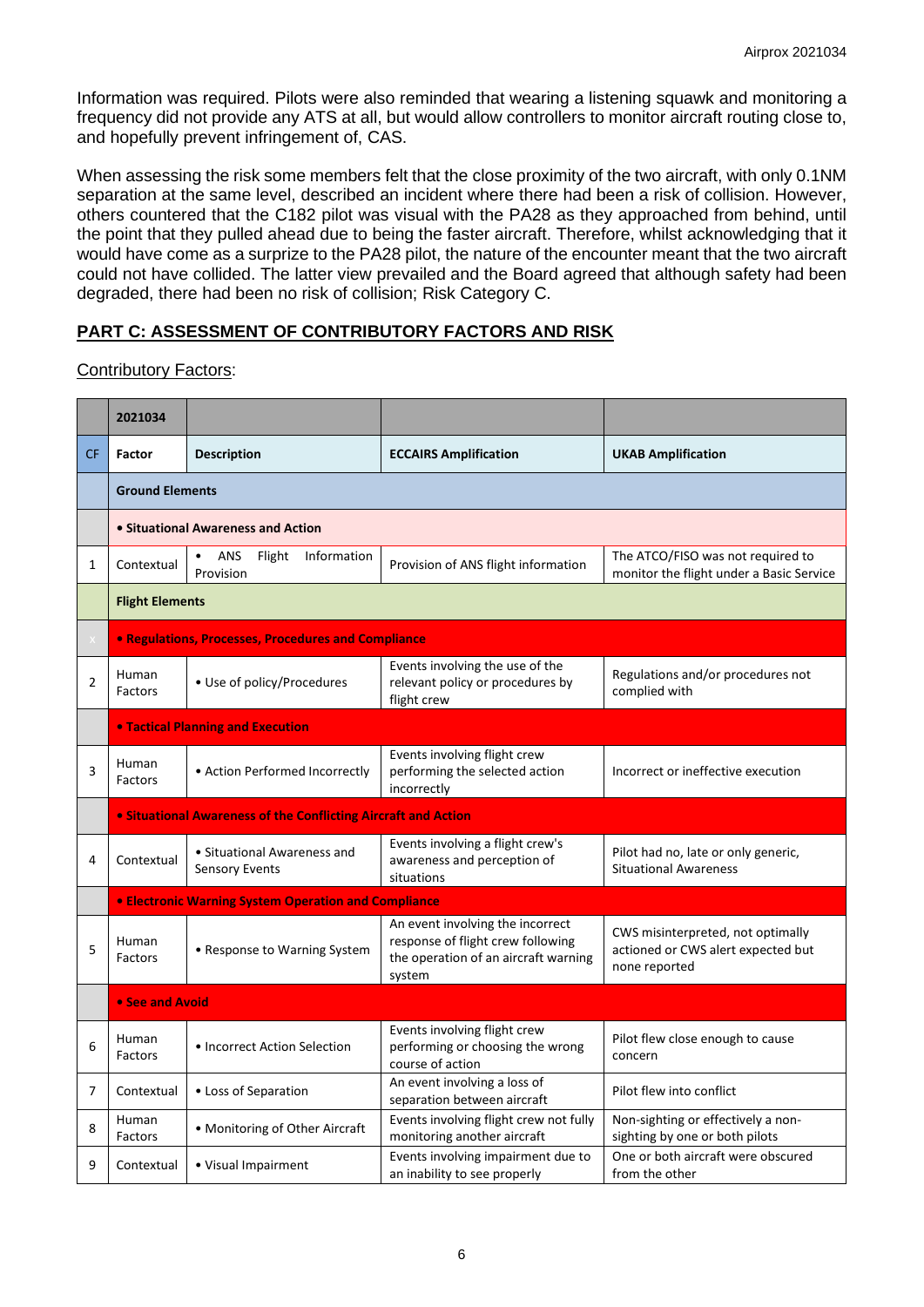Information was required. Pilots were also reminded that wearing a listening squawk and monitoring a frequency did not provide any ATS at all, but would allow controllers to monitor aircraft routing close to, and hopefully prevent infringement of, CAS.

When assessing the risk some members felt that the close proximity of the two aircraft, with only 0.1NM separation at the same level, described an incident where there had been a risk of collision. However, others countered that the C182 pilot was visual with the PA28 as they approached from behind, until the point that they pulled ahead due to being the faster aircraft. Therefore, whilst acknowledging that it would have come as a surprize to the PA28 pilot, the nature of the encounter meant that the two aircraft could not have collided. The latter view prevailed and the Board agreed that although safety had been degraded, there had been no risk of collision; Risk Category C.

## PART C: ASSESSMENT OF CONTRIBUTORY FACTORS AND RISK

Contributory Factors:

| | 2021034 | | | |
|---|---|---|---|---|
| CF | Factor | Description | ECCAIRS Amplification | UKAB Amplification |
| | **Ground Elements** | | | |
| | **• Situational Awareness and Action** | | | |
| 1 | Contextual | • ANS Flight Information Provision | Provision of ANS flight information | The ATCO/FISO was not required to monitor the flight under a Basic Service |
| | **Flight Elements** | | | |
| | **• Regulations, Processes, Procedures and Compliance** | | | |
| 2 | Human Factors | • Use of policy/Procedures | Events involving the use of the relevant policy or procedures by flight crew | Regulations and/or procedures not complied with |
| | **• Tactical Planning and Execution** | | | |
| 3 | Human Factors | • Action Performed Incorrectly | Events involving flight crew performing the selected action incorrectly | Incorrect or ineffective execution |
| | **• Situational Awareness of the Conflicting Aircraft and Action** | | | |
| 4 | Contextual | • Situational Awareness and Sensory Events | Events involving a flight crew's awareness and perception of situations | Pilot had no, late or only generic, Situational Awareness |
| | **• Electronic Warning System Operation and Compliance** | | | |
| 5 | Human Factors | • Response to Warning System | An event involving the incorrect response of flight crew following the operation of an aircraft warning system | CWS misinterpreted, not optimally actioned or CWS alert expected but none reported |
| | **• See and Avoid** | | | |
| 6 | Human Factors | • Incorrect Action Selection | Events involving flight crew performing or choosing the wrong course of action | Pilot flew close enough to cause concern |
| 7 | Contextual | • Loss of Separation | An event involving a loss of separation between aircraft | Pilot flew into conflict |
| 8 | Human Factors | • Monitoring of Other Aircraft | Events involving flight crew not fully monitoring another aircraft | Non-sighting or effectively a non-sighting by one or both pilots |
| 9 | Contextual | • Visual Impairment | Events involving impairment due to an inability to see properly | One or both aircraft were obscured from the other |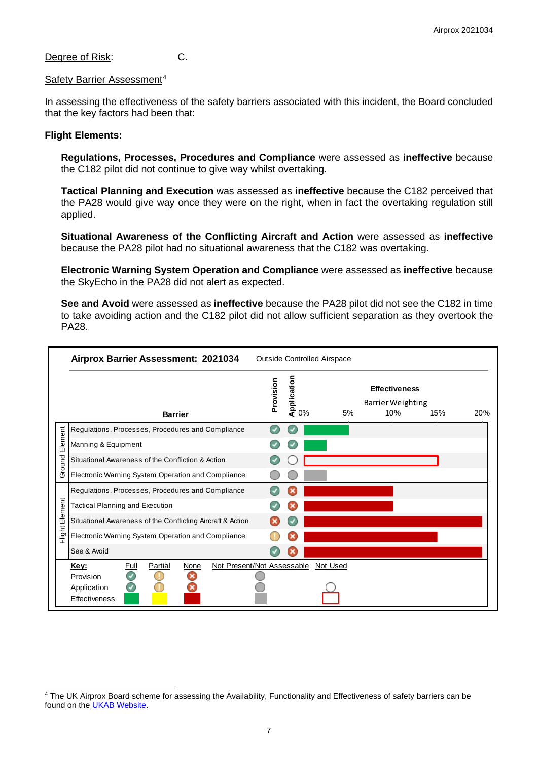Degree of Risk: C.

Safety Barrier Assessment[4]

In assessing the effectiveness of the safety barriers associated with this incident, the Board concluded that the key factors had been that:

**Flight Elements:**

**Regulations, Processes, Procedures and Compliance** were assessed as **ineffective** because the C182 pilot did not continue to give way whilst overtaking.

**Tactical Planning and Execution** was assessed as **ineffective** because the C182 perceived that the PA28 would give way once they were on the right, when in fact the overtaking regulation still applied.

**Situational Awareness of the Conflicting Aircraft and Action** were assessed as **ineffective** because the PA28 pilot had no situational awareness that the C182 was overtaking.

**Electronic Warning System Operation and Compliance** were assessed as **ineffective** because the SkyEcho in the PA28 did not alert as expected.

**See and Avoid** were assessed as **ineffective** because the PA28 pilot did not see the C182 in time to take avoiding action and the C182 pilot did not allow sufficient separation as they overtook the PA28.

**Airprox Barrier Assessment: 2021034** Outside Controlled Airspace

Barrier
Provision
Application
Effectiveness
Barrier Weighting
0% 5% 10% 15% 20%

Ground Element
Regulations, Processes, Procedures and Compliance
Manning & Equipment
Situational Awareness of the Confliction & Action
Electronic Warning System Operation and Compliance

Flight Element
Regulations, Processes, Procedures and Compliance
Tactical Planning and Execution
Situational Awareness of the Conflicting Aircraft & Action
Electronic Warning System Operation and Compliance
See & Avoid

Key: Full Partial None Not Present/Not Assessable Not Used
Provision
Application
Effectiveness

---

[4] The UK Airprox Board scheme for assessing the Availability, Functionality and Effectiveness of safety barriers can be found on the UKAB Website.